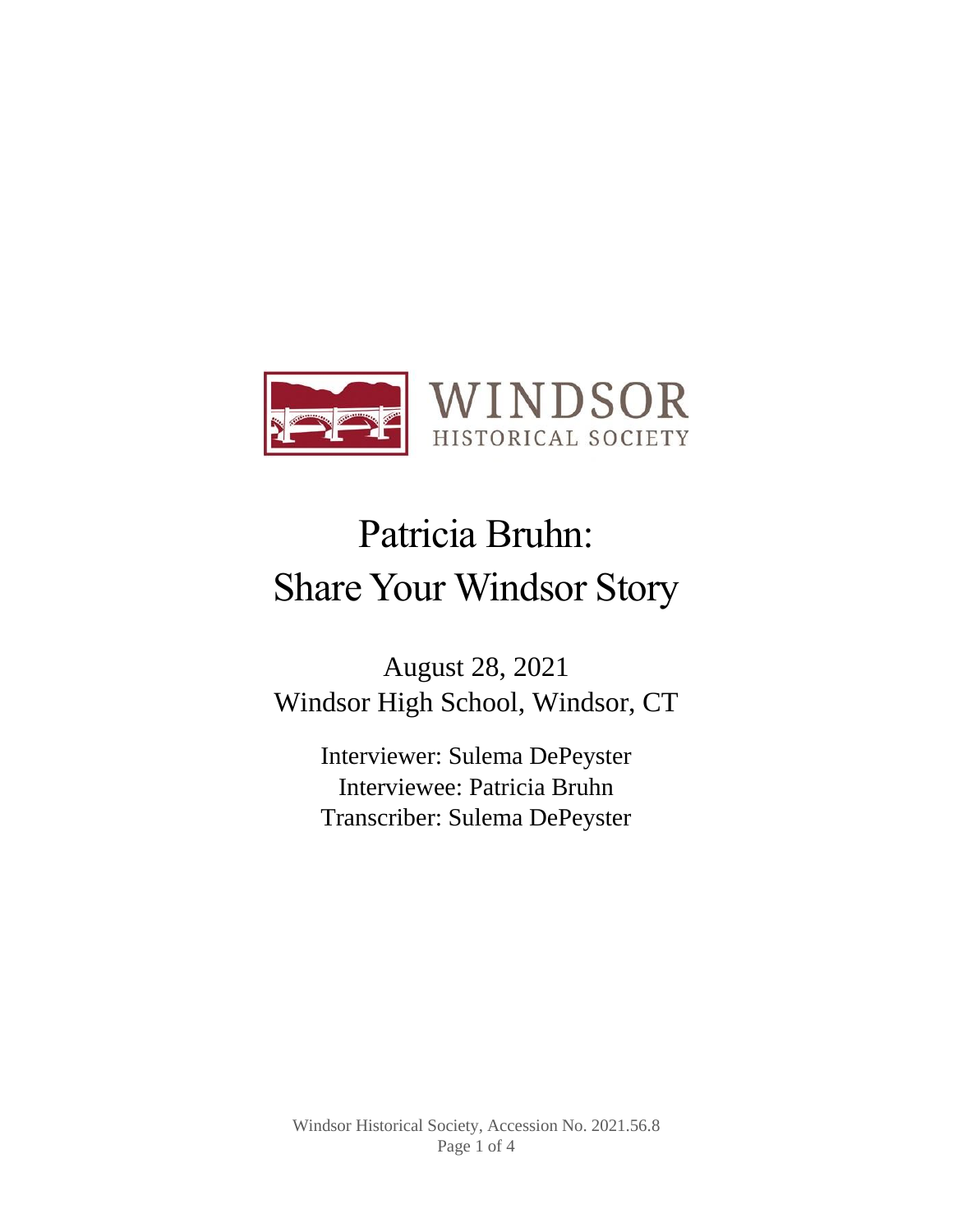WINDSOR
HISTORICAL SOCIETY

# Patricia Bruhn: Share Your Windsor Story

August 28, 2021
Windsor High School, Windsor, CT

Interviewer: Sulema DePeyster
Interviewee: Patricia Bruhn
Transcriber: Sulema DePeyster

Windsor Historical Society, Accession No. 2021.56.8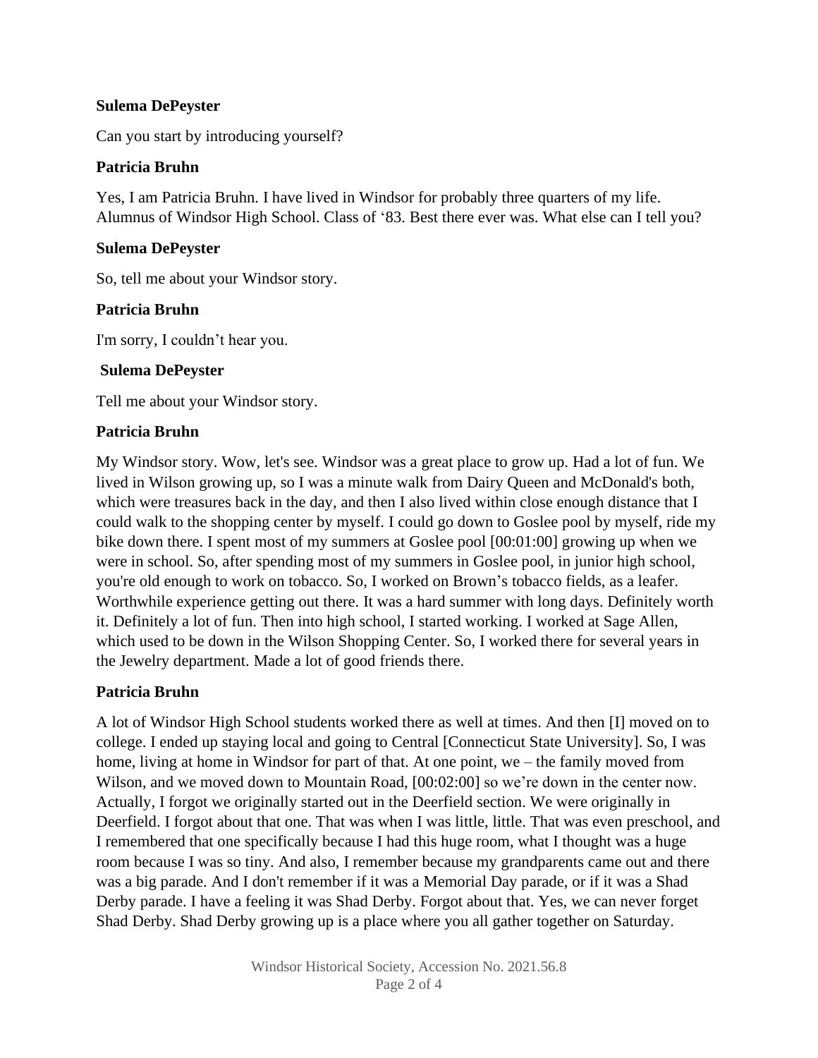**Sulema DePeyster**

Can you start by introducing yourself?

**Patricia Bruhn**

Yes, I am Patricia Bruhn. I have lived in Windsor for probably three quarters of my life. Alumnus of Windsor High School. Class of ‘83. Best there ever was. What else can I tell you?

**Sulema DePeyster**

So, tell me about your Windsor story.

**Patricia Bruhn**

I'm sorry, I couldn’t hear you.

**Sulema DePeyster**

Tell me about your Windsor story.

**Patricia Bruhn**

My Windsor story. Wow, let's see. Windsor was a great place to grow up. Had a lot of fun. We lived in Wilson growing up, so I was a minute walk from Dairy Queen and McDonald's both, which were treasures back in the day, and then I also lived within close enough distance that I could walk to the shopping center by myself. I could go down to Goslee pool by myself, ride my bike down there. I spent most of my summers at Goslee pool [00:01:00] growing up when we were in school. So, after spending most of my summers in Goslee pool, in junior high school, you're old enough to work on tobacco. So, I worked on Brown’s tobacco fields, as a leafer. Worthwhile experience getting out there. It was a hard summer with long days. Definitely worth it. Definitely a lot of fun. Then into high school, I started working. I worked at Sage Allen, which used to be down in the Wilson Shopping Center. So, I worked there for several years in the Jewelry department. Made a lot of good friends there.

**Patricia Bruhn**

A lot of Windsor High School students worked there as well at times. And then [I] moved on to college. I ended up staying local and going to Central [Connecticut State University]. So, I was home, living at home in Windsor for part of that. At one point, we – the family moved from Wilson, and we moved down to Mountain Road, [00:02:00] so we’re down in the center now. Actually, I forgot we originally started out in the Deerfield section. We were originally in Deerfield. I forgot about that one. That was when I was little, little. That was even preschool, and I remembered that one specifically because I had this huge room, what I thought was a huge room because I was so tiny. And also, I remember because my grandparents came out and there was a big parade. And I don't remember if it was a Memorial Day parade, or if it was a Shad Derby parade. I have a feeling it was Shad Derby. Forgot about that. Yes, we can never forget Shad Derby. Shad Derby growing up is a place where you all gather together on Saturday.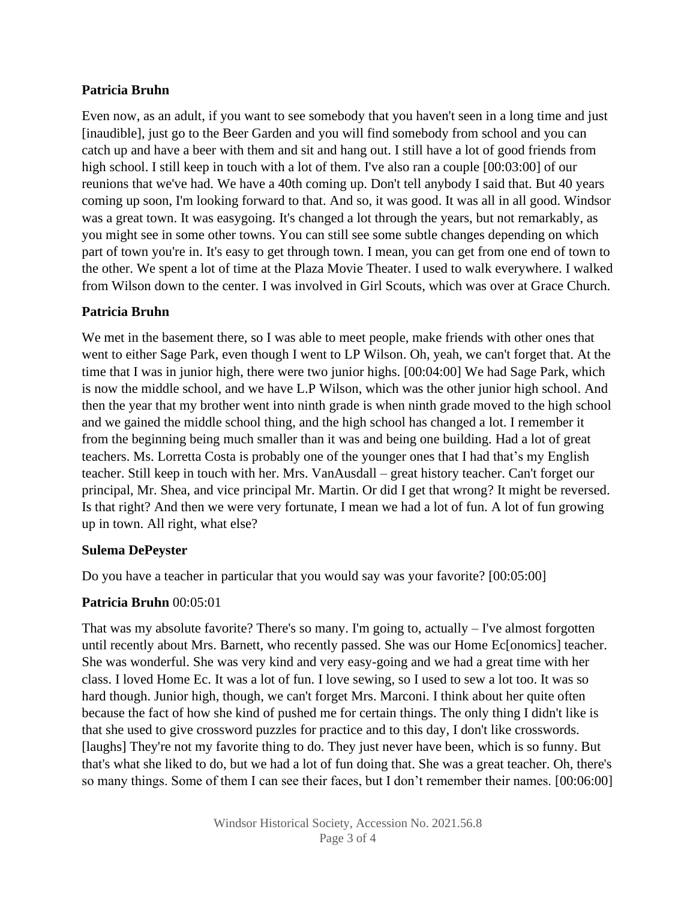**Patricia Bruhn**

Even now, as an adult, if you want to see somebody that you haven't seen in a long time and just [inaudible], just go to the Beer Garden and you will find somebody from school and you can catch up and have a beer with them and sit and hang out. I still have a lot of good friends from high school. I still keep in touch with a lot of them. I've also ran a couple [00:03:00] of our reunions that we've had. We have a 40th coming up. Don't tell anybody I said that. But 40 years coming up soon, I'm looking forward to that. And so, it was good. It was all in all good. Windsor was a great town. It was easygoing. It's changed a lot through the years, but not remarkably, as you might see in some other towns. You can still see some subtle changes depending on which part of town you're in. It's easy to get through town. I mean, you can get from one end of town to the other. We spent a lot of time at the Plaza Movie Theater. I used to walk everywhere. I walked from Wilson down to the center. I was involved in Girl Scouts, which was over at Grace Church.

**Patricia Bruhn**

We met in the basement there, so I was able to meet people, make friends with other ones that went to either Sage Park, even though I went to LP Wilson. Oh, yeah, we can't forget that. At the time that I was in junior high, there were two junior highs. [00:04:00] We had Sage Park, which is now the middle school, and we have L.P Wilson, which was the other junior high school. And then the year that my brother went into ninth grade is when ninth grade moved to the high school and we gained the middle school thing, and the high school has changed a lot. I remember it from the beginning being much smaller than it was and being one building. Had a lot of great teachers. Ms. Lorretta Costa is probably one of the younger ones that I had that's my English teacher. Still keep in touch with her. Mrs. VanAusdall – great history teacher. Can't forget our principal, Mr. Shea, and vice principal Mr. Martin. Or did I get that wrong? It might be reversed. Is that right? And then we were very fortunate, I mean we had a lot of fun. A lot of fun growing up in town. All right, what else?

**Sulema DePeyster**

Do you have a teacher in particular that you would say was your favorite? [00:05:00]

**Patricia Bruhn** 00:05:01

That was my absolute favorite? There's so many. I'm going to, actually – I've almost forgotten until recently about Mrs. Barnett, who recently passed. She was our Home Ec[onomics] teacher. She was wonderful. She was very kind and very easy-going and we had a great time with her class. I loved Home Ec. It was a lot of fun. I love sewing, so I used to sew a lot too. It was so hard though. Junior high, though, we can't forget Mrs. Marconi. I think about her quite often because the fact of how she kind of pushed me for certain things. The only thing I didn't like is that she used to give crossword puzzles for practice and to this day, I don't like crosswords. [laughs] They're not my favorite thing to do. They just never have been, which is so funny. But that's what she liked to do, but we had a lot of fun doing that. She was a great teacher. Oh, there's so many things. Some of them I can see their faces, but I don't remember their names. [00:06:00]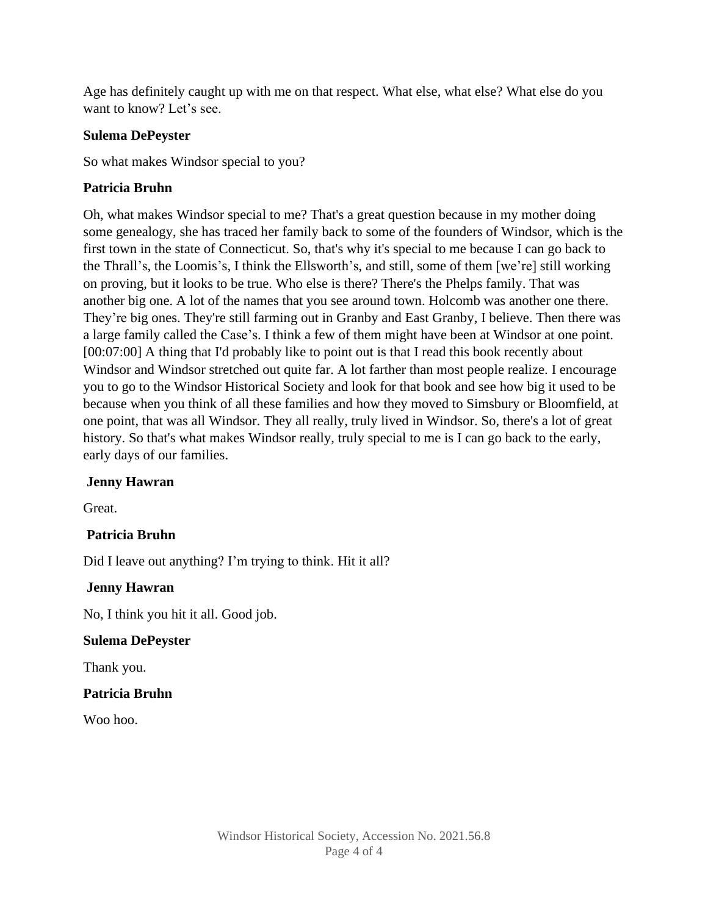Age has definitely caught up with me on that respect. What else, what else? What else do you want to know? Let's see.

**Sulema DePeyster**

So what makes Windsor special to you?

**Patricia Bruhn**

Oh, what makes Windsor special to me? That's a great question because in my mother doing some genealogy, she has traced her family back to some of the founders of Windsor, which is the first town in the state of Connecticut. So, that's why it's special to me because I can go back to the Thrall's, the Loomis's, I think the Ellsworth's, and still, some of them [we're] still working on proving, but it looks to be true. Who else is there? There's the Phelps family. That was another big one. A lot of the names that you see around town. Holcomb was another one there. They're big ones. They're still farming out in Granby and East Granby, I believe. Then there was a large family called the Case's. I think a few of them might have been at Windsor at one point. [00:07:00] A thing that I'd probably like to point out is that I read this book recently about Windsor and Windsor stretched out quite far. A lot farther than most people realize. I encourage you to go to the Windsor Historical Society and look for that book and see how big it used to be because when you think of all these families and how they moved to Simsbury or Bloomfield, at one point, that was all Windsor. They all really, truly lived in Windsor. So, there's a lot of great history. So that's what makes Windsor really, truly special to me is I can go back to the early, early days of our families.

**Jenny Hawran**

Great.

**Patricia Bruhn**

Did I leave out anything? I'm trying to think. Hit it all?

**Jenny Hawran**

No, I think you hit it all. Good job.

**Sulema DePeyster**

Thank you.

**Patricia Bruhn**

Woo hoo.